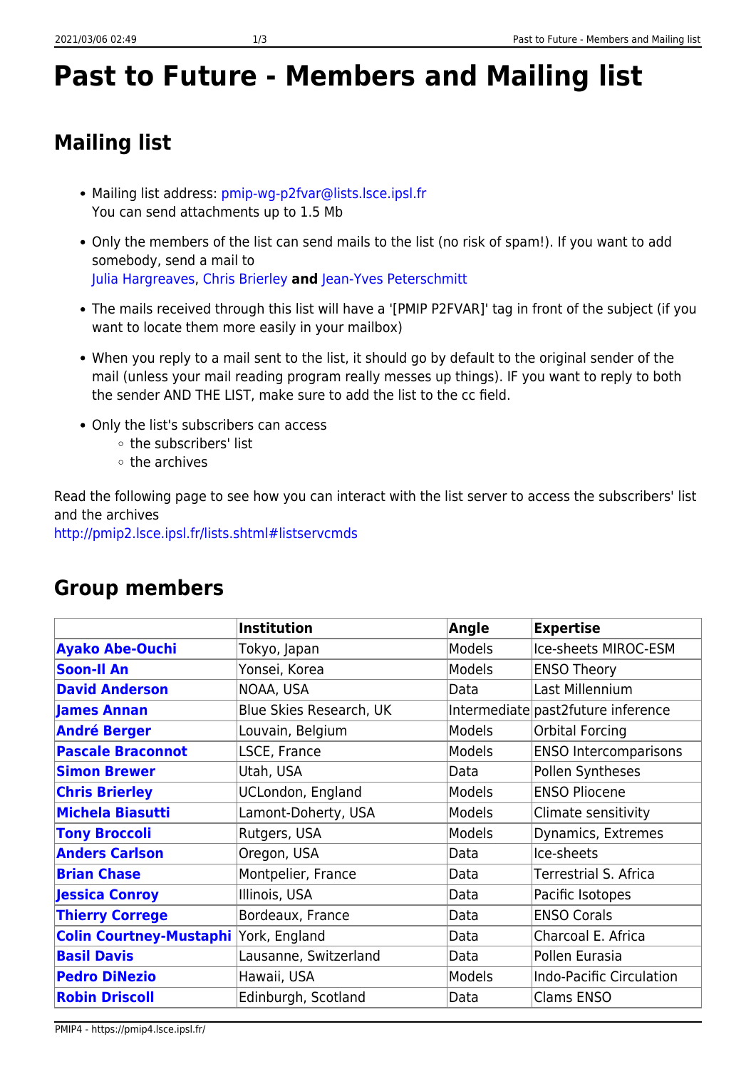# Past to Future - Members and Mailing list

## Mailing list

- Mailing list address: pmip-wg-p2fvar@lists.lsce.ipsl.fr
  You can send attachments up to 1.5 Mb
- Only the members of the list can send mails to the list (no risk of spam!). If you want to add somebody, send a mail to
  Julia Hargreaves, Chris Brierley **and** Jean-Yves Peterschmitt
- The mails received through this list will have a '[PMIP P2FVAR]' tag in front of the subject (if you want to locate them more easily in your mailbox)
- When you reply to a mail sent to the list, it should go by default to the original sender of the mail (unless your mail reading program really messes up things). IF you want to reply to both the sender AND THE LIST, make sure to add the list to the cc field.
- Only the list's subscribers can access
  - the subscribers' list
  - the archives

Read the following page to see how you can interact with the list server to access the subscribers' list and the archives
http://pmip2.lsce.ipsl.fr/lists.shtml#listservcmds

## Group members

| | Institution | Angle | Expertise |
|---|---|---|---|
| **Ayako Abe-Ouchi** | Tokyo, Japan | Models | Ice-sheets MIROC-ESM |
| **Soon-Il An** | Yonsei, Korea | Models | ENSO Theory |
| **David Anderson** | NOAA, USA | Data | Last Millennium |
| **James Annan** | Blue Skies Research, UK | Intermediate | past2future inference |
| **André Berger** | Louvain, Belgium | Models | Orbital Forcing |
| **Pascale Braconnot** | LSCE, France | Models | ENSO Intercomparisons |
| **Simon Brewer** | Utah, USA | Data | Pollen Syntheses |
| **Chris Brierley** | UCLondon, England | Models | ENSO Pliocene |
| **Michela Biasutti** | Lamont-Doherty, USA | Models | Climate sensitivity |
| **Tony Broccoli** | Rutgers, USA | Models | Dynamics, Extremes |
| **Anders Carlson** | Oregon, USA | Data | Ice-sheets |
| **Brian Chase** | Montpelier, France | Data | Terrestrial S. Africa |
| **Jessica Conroy** | Illinois, USA | Data | Pacific Isotopes |
| **Thierry Correge** | Bordeaux, France | Data | ENSO Corals |
| **Colin Courtney-Mustaphi** | York, England | Data | Charcoal E. Africa |
| **Basil Davis** | Lausanne, Switzerland | Data | Pollen Eurasia |
| **Pedro DiNezio** | Hawaii, USA | Models | Indo-Pacific Circulation |
| **Robin Driscoll** | Edinburgh, Scotland | Data | Clams ENSO |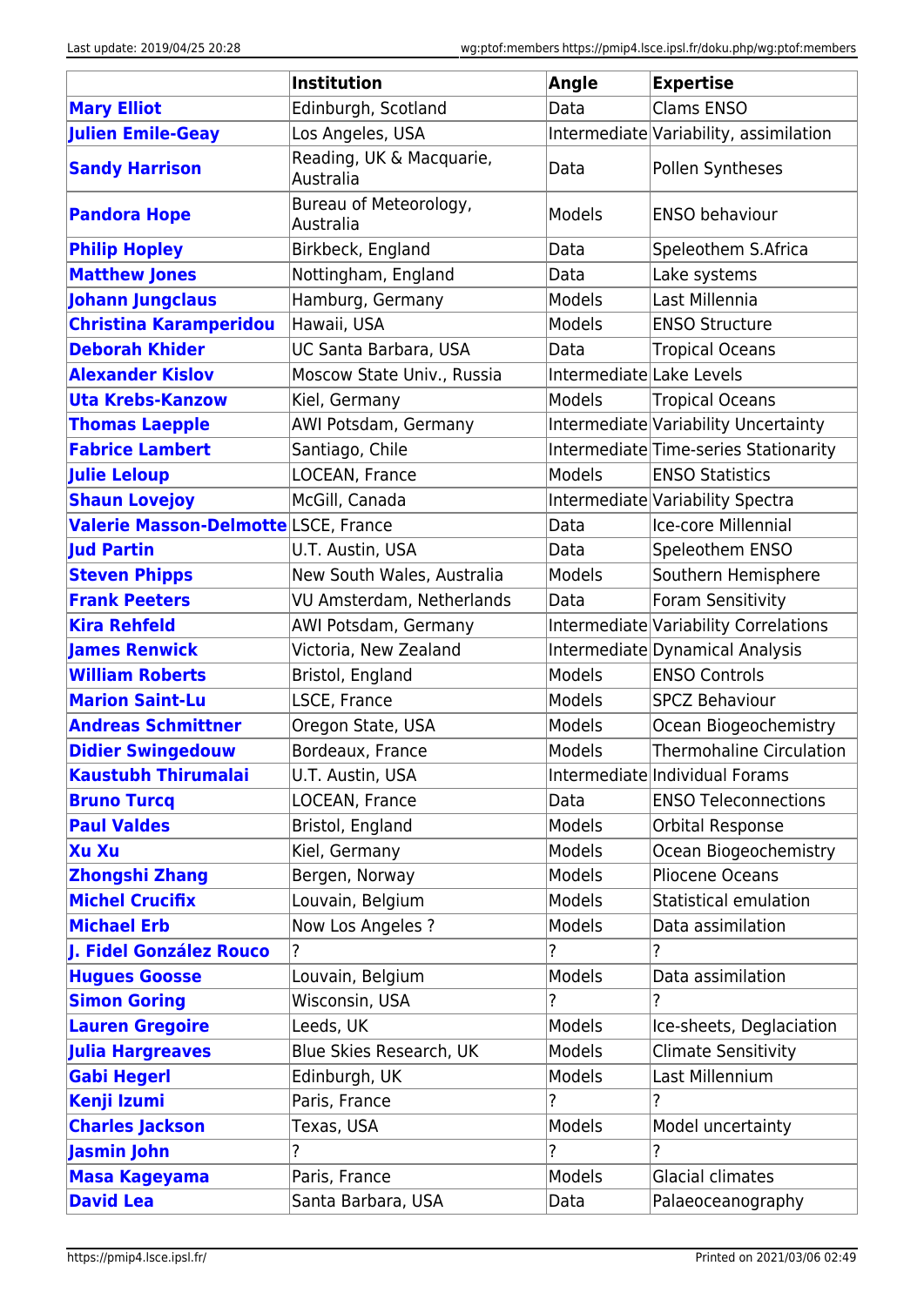| | Institution | Angle | Expertise |
|---|---|---|---|
| **Mary Elliot** | Edinburgh, Scotland | Data | Clams ENSO |
| **Julien Emile-Geay** | Los Angeles, USA | Intermediate | Variability, assimilation |
| **Sandy Harrison** | Reading, UK & Macquarie, Australia | Data | Pollen Syntheses |
| **Pandora Hope** | Bureau of Meteorology, Australia | Models | ENSO behaviour |
| **Philip Hopley** | Birkbeck, England | Data | Speleothem S.Africa |
| **Matthew Jones** | Nottingham, England | Data | Lake systems |
| **Johann Jungclaus** | Hamburg, Germany | Models | Last Millennia |
| **Christina Karamperidou** | Hawaii, USA | Models | ENSO Structure |
| **Deborah Khider** | UC Santa Barbara, USA | Data | Tropical Oceans |
| **Alexander Kislov** | Moscow State Univ., Russia | Intermediate | Lake Levels |
| **Uta Krebs-Kanzow** | Kiel, Germany | Models | Tropical Oceans |
| **Thomas Laepple** | AWI Potsdam, Germany | Intermediate | Variability Uncertainty |
| **Fabrice Lambert** | Santiago, Chile | Intermediate | Time-series Stationarity |
| **Julie Leloup** | LOCEAN, France | Models | ENSO Statistics |
| **Shaun Lovejoy** | McGill, Canada | Intermediate | Variability Spectra |
| **Valerie Masson-Delmotte** | LSCE, France | Data | Ice-core Millennial |
| **Jud Partin** | U.T. Austin, USA | Data | Speleothem ENSO |
| **Steven Phipps** | New South Wales, Australia | Models | Southern Hemisphere |
| **Frank Peeters** | VU Amsterdam, Netherlands | Data | Foram Sensitivity |
| **Kira Rehfeld** | AWI Potsdam, Germany | Intermediate | Variability Correlations |
| **James Renwick** | Victoria, New Zealand | Intermediate | Dynamical Analysis |
| **William Roberts** | Bristol, England | Models | ENSO Controls |
| **Marion Saint-Lu** | LSCE, France | Models | SPCZ Behaviour |
| **Andreas Schmittner** | Oregon State, USA | Models | Ocean Biogeochemistry |
| **Didier Swingedouw** | Bordeaux, France | Models | Thermohaline Circulation |
| **Kaustubh Thirumalai** | U.T. Austin, USA | Intermediate | Individual Forams |
| **Bruno Turcq** | LOCEAN, France | Data | ENSO Teleconnections |
| **Paul Valdes** | Bristol, England | Models | Orbital Response |
| **Xu Xu** | Kiel, Germany | Models | Ocean Biogeochemistry |
| **Zhongshi Zhang** | Bergen, Norway | Models | Pliocene Oceans |
| **Michel Crucifix** | Louvain, Belgium | Models | Statistical emulation |
| **Michael Erb** | Now Los Angeles ? | Models | Data assimilation |
| **J. Fidel González Rouco** | ? | ? | ? |
| **Hugues Goosse** | Louvain, Belgium | Models | Data assimilation |
| **Simon Goring** | Wisconsin, USA | ? | ? |
| **Lauren Gregoire** | Leeds, UK | Models | Ice-sheets, Deglaciation |
| **Julia Hargreaves** | Blue Skies Research, UK | Models | Climate Sensitivity |
| **Gabi Hegerl** | Edinburgh, UK | Models | Last Millennium |
| **Kenji Izumi** | Paris, France | ? | ? |
| **Charles Jackson** | Texas, USA | Models | Model uncertainty |
| **Jasmin John** | ? | ? | ? |
| **Masa Kageyama** | Paris, France | Models | Glacial climates |
| **David Lea** | Santa Barbara, USA | Data | Palaeoceanography |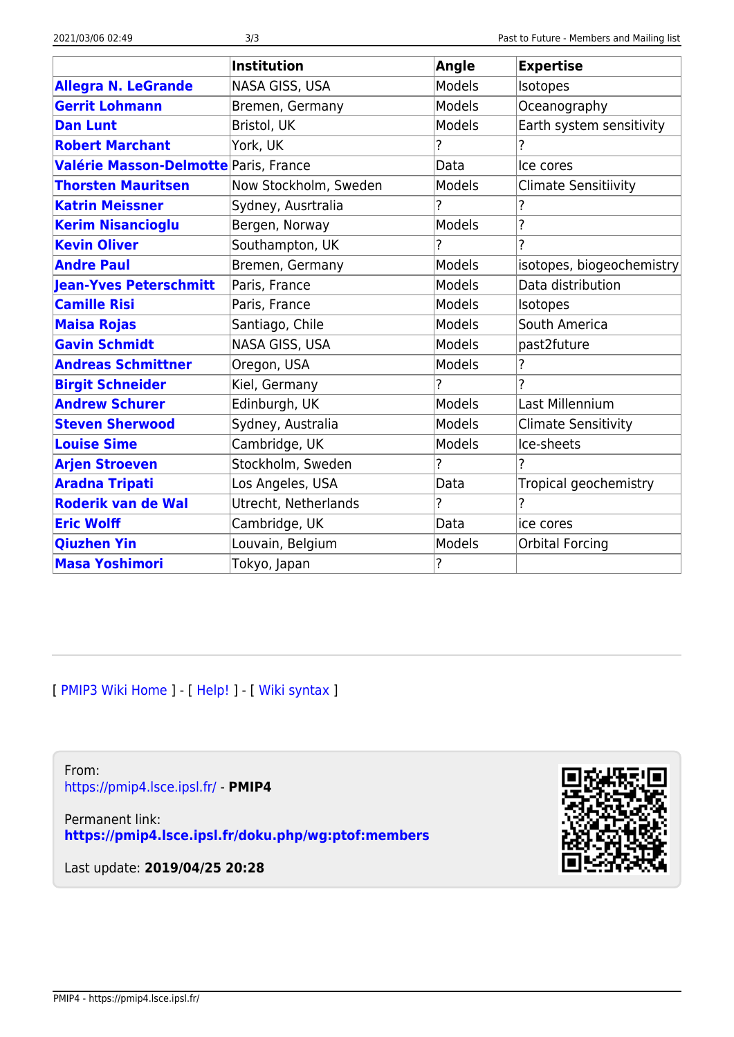| | Institution | Angle | Expertise |
|---|---|---|---|
| **Allegra N. LeGrande** | NASA GISS, USA | Models | Isotopes |
| **Gerrit Lohmann** | Bremen, Germany | Models | Oceanography |
| **Dan Lunt** | Bristol, UK | Models | Earth system sensitivity |
| **Robert Marchant** | York, UK | ? | ? |
| **Valérie Masson-Delmotte** | Paris, France | Data | Ice cores |
| **Thorsten Mauritsen** | Now Stockholm, Sweden | Models | Climate Sensitiivity |
| **Katrin Meissner** | Sydney, Ausrtralia | ? | ? |
| **Kerim Nisancioglu** | Bergen, Norway | Models | ? |
| **Kevin Oliver** | Southampton, UK | ? | ? |
| **Andre Paul** | Bremen, Germany | Models | isotopes, biogeochemistry |
| **Jean-Yves Peterschmitt** | Paris, France | Models | Data distribution |
| **Camille Risi** | Paris, France | Models | Isotopes |
| **Maisa Rojas** | Santiago, Chile | Models | South America |
| **Gavin Schmidt** | NASA GISS, USA | Models | past2future |
| **Andreas Schmittner** | Oregon, USA | Models | ? |
| **Birgit Schneider** | Kiel, Germany | ? | ? |
| **Andrew Schurer** | Edinburgh, UK | Models | Last Millennium |
| **Steven Sherwood** | Sydney, Australia | Models | Climate Sensitivity |
| **Louise Sime** | Cambridge, UK | Models | Ice-sheets |
| **Arjen Stroeven** | Stockholm, Sweden | ? | ? |
| **Aradna Tripati** | Los Angeles, USA | Data | Tropical geochemistry |
| **Roderik van de Wal** | Utrecht, Netherlands | ? | ? |
| **Eric Wolff** | Cambridge, UK | Data | ice cores |
| **Qiuzhen Yin** | Louvain, Belgium | Models | Orbital Forcing |
| **Masa Yoshimori** | Tokyo, Japan | ? | |

[ PMIP3 Wiki Home ] - [ Help! ] - [ Wiki syntax ]

From:
https://pmip4.lsce.ipsl.fr/ - **PMIP4**

Permanent link:
**https://pmip4.lsce.ipsl.fr/doku.php/wg:ptof:members**

Last update: **2019/04/25 20:28**